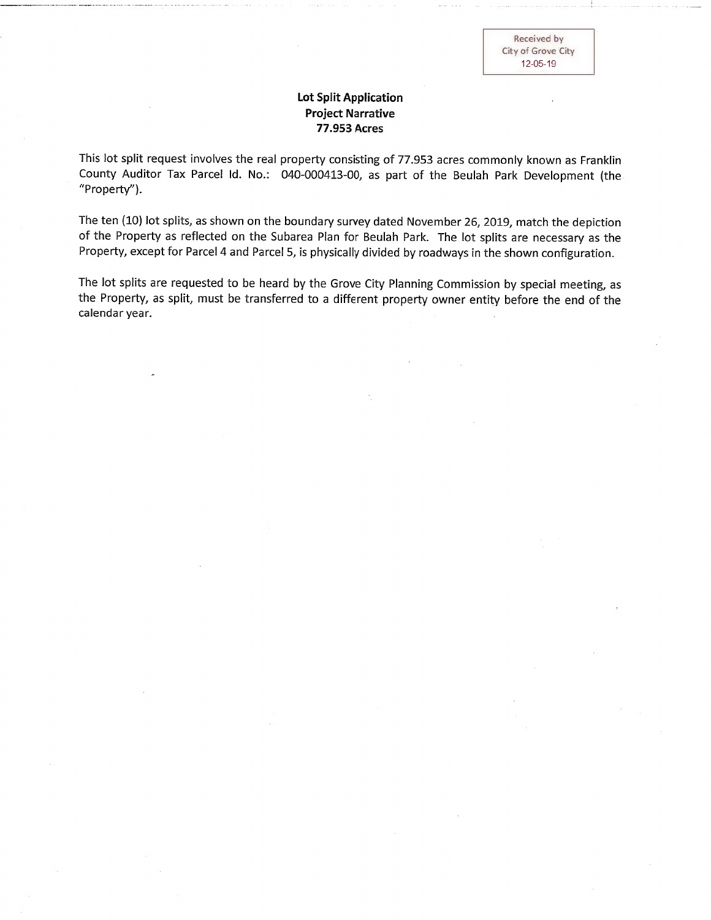Received by
City of Grove City
12-05-19

**Lot Split Application**
**Project Narrative**
**77.953 Acres**

This lot split request involves the real property consisting of 77.953 acres commonly known as Franklin County Auditor Tax Parcel Id. No.: 040-000413-00, as part of the Beulah Park Development (the "Property").

The ten (10) lot splits, as shown on the boundary survey dated November 26, 2019, match the depiction of the Property as reflected on the Subarea Plan for Beulah Park. The lot splits are necessary as the Property, except for Parcel 4 and Parcel 5, is physically divided by roadways in the shown configuration.

The lot splits are requested to be heard by the Grove City Planning Commission by special meeting, as the Property, as split, must be transferred to a different property owner entity before the end of the calendar year.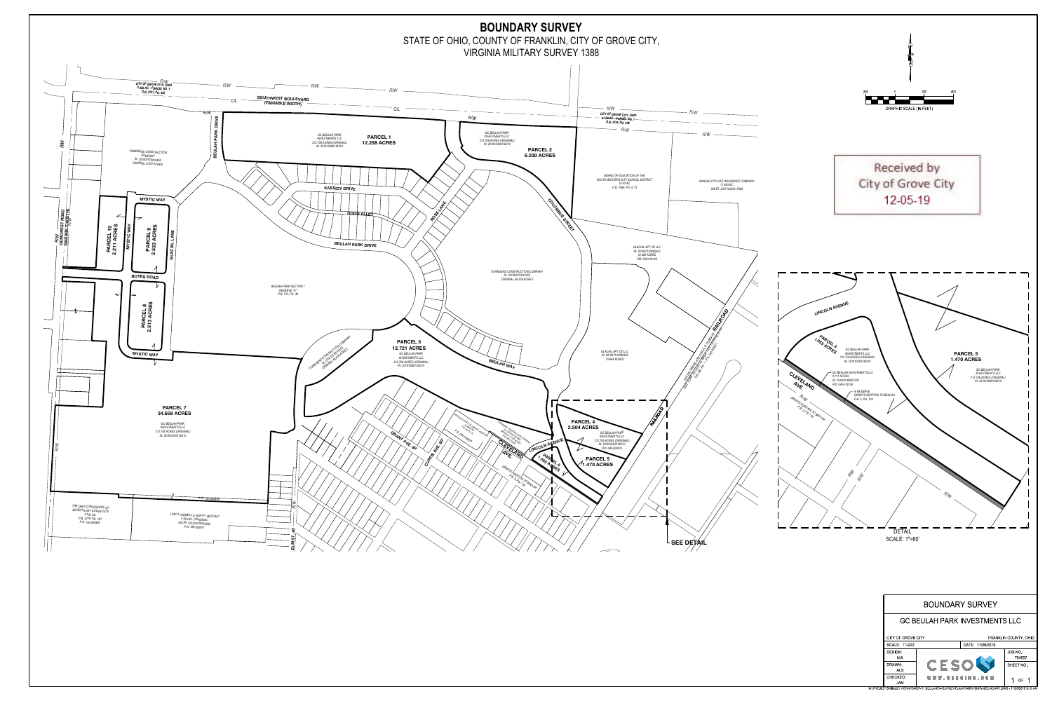# BOUNDARY SURVEY

STATE OF OHIO, COUNTY OF FRANKLIN, CITY OF GROVE CITY, VIRGINIA MILITARY SURVEY 1388

SOUTHWEST BOULEVARD (VARIABLE WIDTH)

CITY OF GROVE CITY, OHIO 7.484 AC. - PARCEL NO. 7 D.B. 3731, PG. 468

CITY OF GROVE CITY, OHIO 0.156 AC. - PARCEL NO. 7 D.B. 3731, PG. 288

BEULAH PARK DRIVE

TOWNSEND CONSTRUCTION COMPANY IN. 201603070025452 (ORIGINAL 6.673 ACRES)

GC BEULAH PARK INVESTMENTS LLC 213.706 ACRES (ORIGINAL) IN. 201610060136210

**PARCEL 1**
**12.258 ACRES**

GC BEULAH PARK INVESTMENTS LLC 213.706 ACRES (ORIGINAL) IN. 201610060136210

**PARCEL 2**
**6.030 ACRES**

BOARD OF EDUCATION OF THE SOUTH-WESTERN CITY SCHOOL DISTRICT 10.00 AC. O.R. 7660, PG. G 13

KANSAS CITY LIFE INSURANCE COMPANY 11.993 AC. INSTR. 200710300217865

KASSIDY DRIVE

COOK ALLEY

ROSE LANE

COLUMBIA STREET

MYSTIC WAY

DEMOREST ROAD (VARIABLE WIDTH)

**PARCEL 10**
**2.211 ACRES**

**PARCEL 9**
**2.533 ACRES**

GLACIAL LANE

BEULAH PARK DRIVE

GLACIAL APT OZ LLC IN. 201907120085302 10.092 ACRES P.ID. 040-016120

BOYER ROAD

BEULAH PARK SECTION 1 RESERVE "F" P.B. 127, PG. 48

TOWNSEND CONSTRUCTION COMPANY IN. 201603070025452 ORIGINAL 46.309 ACRES

**PARCEL 8**
**2.513 ACRES**

MYSTIC WAY

TOWNSEND CONSTRUCTION COMPANY IN. 201603070025452 ORIGINAL 46.309 ACRES

**PARCEL 3**
**12.721 ACRES**

GC BEULAH PARK INVESTMENTS LLC 213.706 ACRES (ORIGINAL) IN. 201610060136210

BEULAH WAY

GLACIAL APT OZ LLC IN. 201907120085302 13.664 ACRES

RAILROAD

**PARCEL 7**
**34.658 ACRES**

GC BEULAH PARK INVESTMENTS LLC 213.706 ACRES (ORIGINAL) IN. 201610060136210

GRANT AVE. 60'

CURTIS AVE. 40'

CLEVELAND AVE.

LINCOLN AVENUE

**PARCEL 4**
**2.504 ACRES**

GC BEULAH PARK INVESTMENTS LLC 213.706 ACRES (ORIGINAL) IN. 201610060136210 PID. 040-000013

**PARCEL 5**
**1.470 ACRES**

**PARCEL 6**
**1.005 ACRES**

GRANT'S ADDITION TO BEULAH P.B. 5, PG. 120

THE OHIO CONFERENCE OF SEVENTH-DAY ADVENTISTS 4.712 AC. D.B. 2376, PG. 167 P.N. 160-000868

LORI K. KIDWELL & KERRY F. METCALF 4.715 AC. (ORIGINAL) INSTR. 201103100030889 P.N. 160-000971

ELM ST. 40'

SEE DETAIL

Received by City of Grove City 12-05-19

GRAPHIC SCALE (IN FEET) 200 0 200 400

LINCOLN AVENUE

**PARCEL 6**
**1.005 ACRES**

GC BEULAH PARK INVESTMENTS LLC 213.706 ACRES (ORIGINAL) IN. 201610060136210

**PARCEL 5**
**1.470 ACRES**

GC BEULAH PARK INVESTMENTS LLC 213.706 ACRES (ORIGINAL) IN. 201610060136210

GC BEULAH INVESTMENTS LLC 5.111 ACRES IN. 201609160057225 PID. 040-016135

R RESERVE GRANT'S ADDITION TO BEULAH P.B. 5, PG. 120

CLEVELAND AVE.

R/W

GRANT'S ADDITION TO BEULAH P.B. 5, PG. 120

DETAIL
SCALE: 1"=60'

| BOUNDARY SURVEY | | |
|---|---|---|
| GC BEULAH PARK INVESTMENTS LLC | | |
| CITY OF GROVE CITY | | FRANKLIN COUNTY, OHIO |
| SCALE: 1"=200' | DATE: 11/26/2019 | |
| DESIGN: N/A | CESO www.cesoinc.com | JOB NO.: 754907 |
| DRAWN: ALB | | SHEET NO.: |
| CHECKED: JAM | | 1 OF 1 |